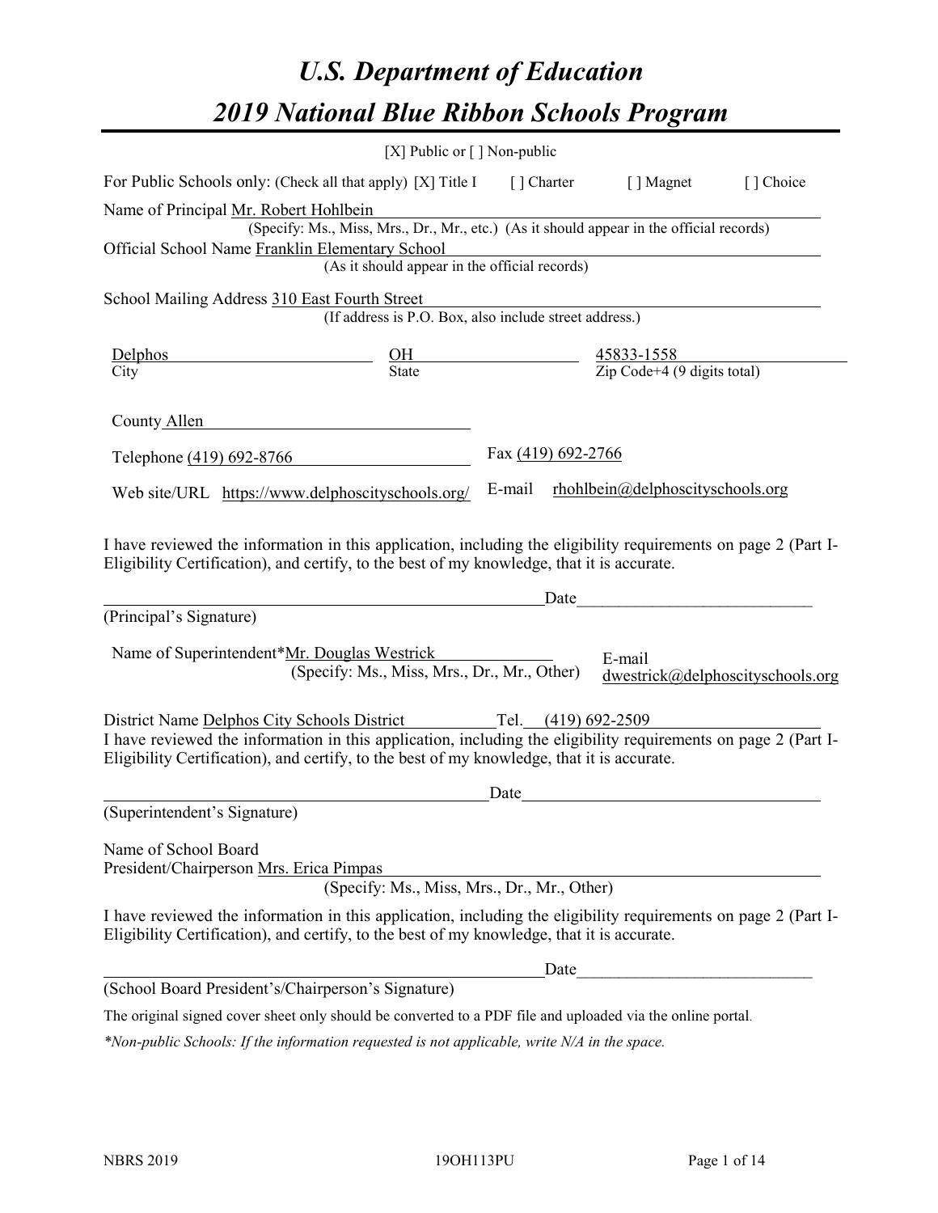# U.S. Department of Education

# 2019 National Blue Ribbon Schools Program

[X] Public or [ ] Non-public

For Public Schools only: (Check all that apply) [X] Title I [ ] Charter [ ] Magnet [ ] Choice

Name of Principal Mr. Robert Hohlbein
(Specify: Ms., Miss, Mrs., Dr., Mr., etc.) (As it should appear in the official records)

Official School Name Franklin Elementary School
(As it should appear in the official records)

School Mailing Address 310 East Fourth Street
(If address is P.O. Box, also include street address.)

| Delphos | OH | 45833-1558 |
|---|---|---|
| City | State | Zip Code+4 (9 digits total) |

County Allen

Telephone (419) 692-8766 Fax (419) 692-2766

Web site/URL https://www.delphoscityschools.org/ E-mail rhohlbein@delphoscityschools.org

I have reviewed the information in this application, including the eligibility requirements on page 2 (Part I-Eligibility Certification), and certify, to the best of my knowledge, that it is accurate.

_____________________________________________ Date_________________________

(Principal's Signature)

Name of Superintendent*Mr. Douglas Westrick
(Specify: Ms., Miss, Mrs., Dr., Mr., Other)
E-mail dwestrick@delphoscityschools.org

District Name Delphos City Schools District Tel. (419) 692-2509

I have reviewed the information in this application, including the eligibility requirements on page 2 (Part I-Eligibility Certification), and certify, to the best of my knowledge, that it is accurate.

_____________________________________________ Date_________________________

(Superintendent's Signature)

Name of School Board
President/Chairperson Mrs. Erica Pimpas
(Specify: Ms., Miss, Mrs., Dr., Mr., Other)

I have reviewed the information in this application, including the eligibility requirements on page 2 (Part I-Eligibility Certification), and certify, to the best of my knowledge, that it is accurate.

_____________________________________________ Date_________________________

(School Board President's/Chairperson's Signature)

The original signed cover sheet only should be converted to a PDF file and uploaded via the online portal.

*\*Non-public Schools: If the information requested is not applicable, write N/A in the space.*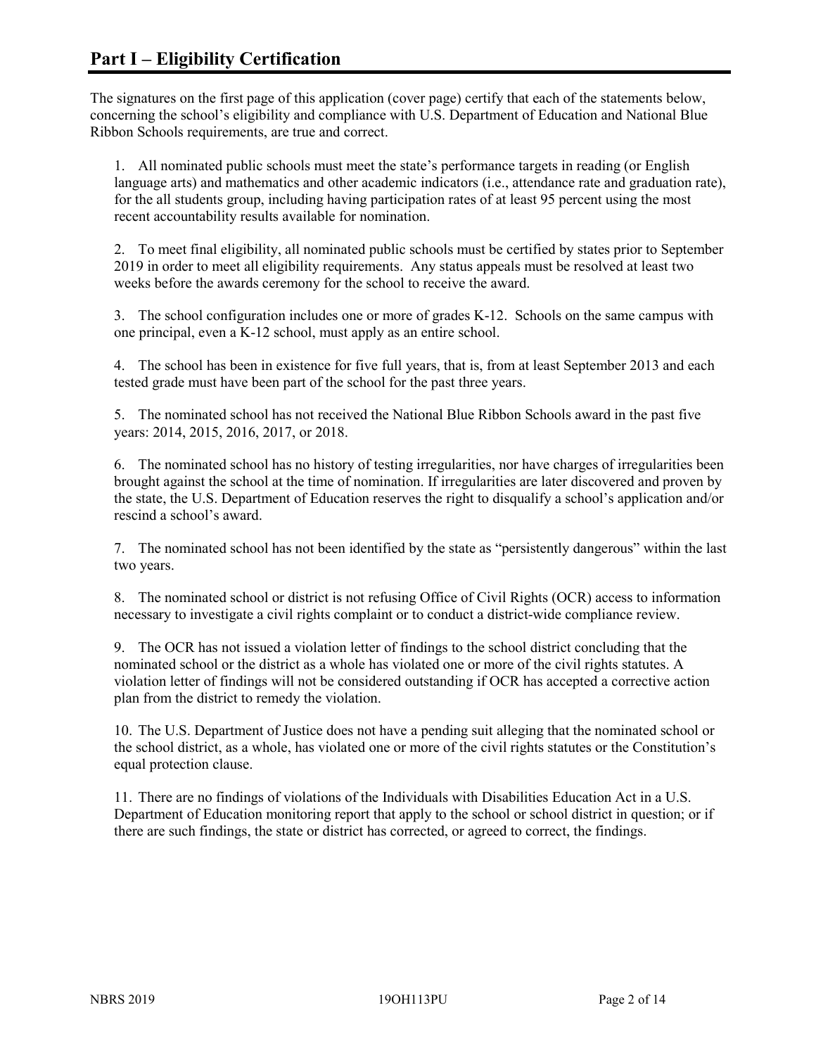# Part I – Eligibility Certification

The signatures on the first page of this application (cover page) certify that each of the statements below, concerning the school's eligibility and compliance with U.S. Department of Education and National Blue Ribbon Schools requirements, are true and correct.

1. All nominated public schools must meet the state's performance targets in reading (or English language arts) and mathematics and other academic indicators (i.e., attendance rate and graduation rate), for the all students group, including having participation rates of at least 95 percent using the most recent accountability results available for nomination.

2. To meet final eligibility, all nominated public schools must be certified by states prior to September 2019 in order to meet all eligibility requirements. Any status appeals must be resolved at least two weeks before the awards ceremony for the school to receive the award.

3. The school configuration includes one or more of grades K-12. Schools on the same campus with one principal, even a K-12 school, must apply as an entire school.

4. The school has been in existence for five full years, that is, from at least September 2013 and each tested grade must have been part of the school for the past three years.

5. The nominated school has not received the National Blue Ribbon Schools award in the past five years: 2014, 2015, 2016, 2017, or 2018.

6. The nominated school has no history of testing irregularities, nor have charges of irregularities been brought against the school at the time of nomination. If irregularities are later discovered and proven by the state, the U.S. Department of Education reserves the right to disqualify a school's application and/or rescind a school's award.

7. The nominated school has not been identified by the state as "persistently dangerous" within the last two years.

8. The nominated school or district is not refusing Office of Civil Rights (OCR) access to information necessary to investigate a civil rights complaint or to conduct a district-wide compliance review.

9. The OCR has not issued a violation letter of findings to the school district concluding that the nominated school or the district as a whole has violated one or more of the civil rights statutes. A violation letter of findings will not be considered outstanding if OCR has accepted a corrective action plan from the district to remedy the violation.

10. The U.S. Department of Justice does not have a pending suit alleging that the nominated school or the school district, as a whole, has violated one or more of the civil rights statutes or the Constitution's equal protection clause.

11. There are no findings of violations of the Individuals with Disabilities Education Act in a U.S. Department of Education monitoring report that apply to the school or school district in question; or if there are such findings, the state or district has corrected, or agreed to correct, the findings.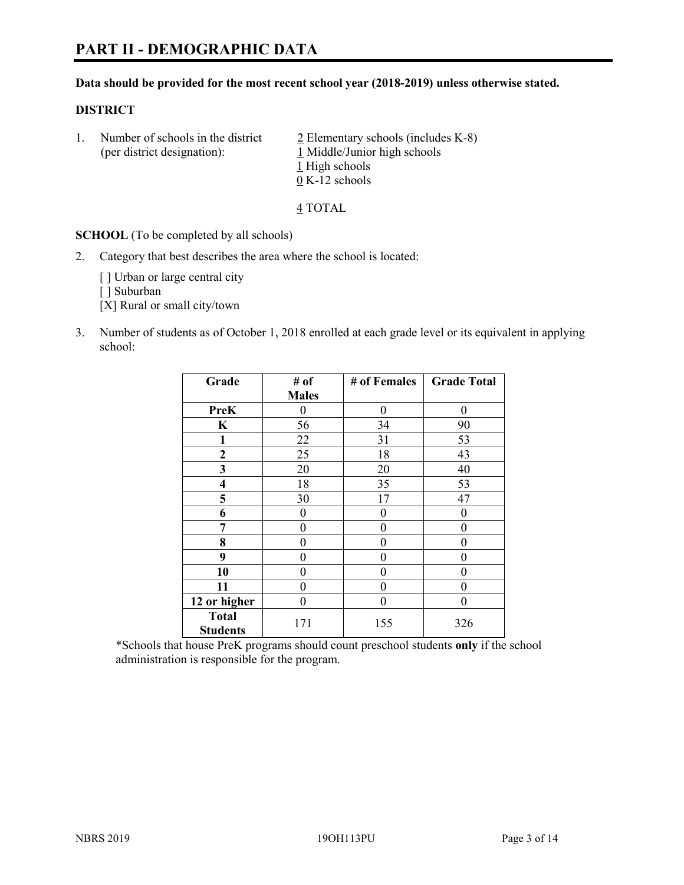# PART II - DEMOGRAPHIC DATA

**Data should be provided for the most recent school year (2018-2019) unless otherwise stated.**

**DISTRICT**

1. Number of schools in the district (per district designation):
   2 Elementary schools (includes K-8)
   1 Middle/Junior high schools
   1 High schools
   0 K-12 schools

   4 TOTAL

**SCHOOL** (To be completed by all schools)

2. Category that best describes the area where the school is located:

   [ ] Urban or large central city
   [ ] Suburban
   [X] Rural or small city/town

3. Number of students as of October 1, 2018 enrolled at each grade level or its equivalent in applying school:

| Grade | # of Males | # of Females | Grade Total |
|---|---|---|---|
| **PreK** | 0 | 0 | 0 |
| **K** | 56 | 34 | 90 |
| **1** | 22 | 31 | 53 |
| **2** | 25 | 18 | 43 |
| **3** | 20 | 20 | 40 |
| **4** | 18 | 35 | 53 |
| **5** | 30 | 17 | 47 |
| **6** | 0 | 0 | 0 |
| **7** | 0 | 0 | 0 |
| **8** | 0 | 0 | 0 |
| **9** | 0 | 0 | 0 |
| **10** | 0 | 0 | 0 |
| **11** | 0 | 0 | 0 |
| **12 or higher** | 0 | 0 | 0 |
| **Total Students** | 171 | 155 | 326 |

*Schools that house PreK programs should count preschool students **only** if the school administration is responsible for the program.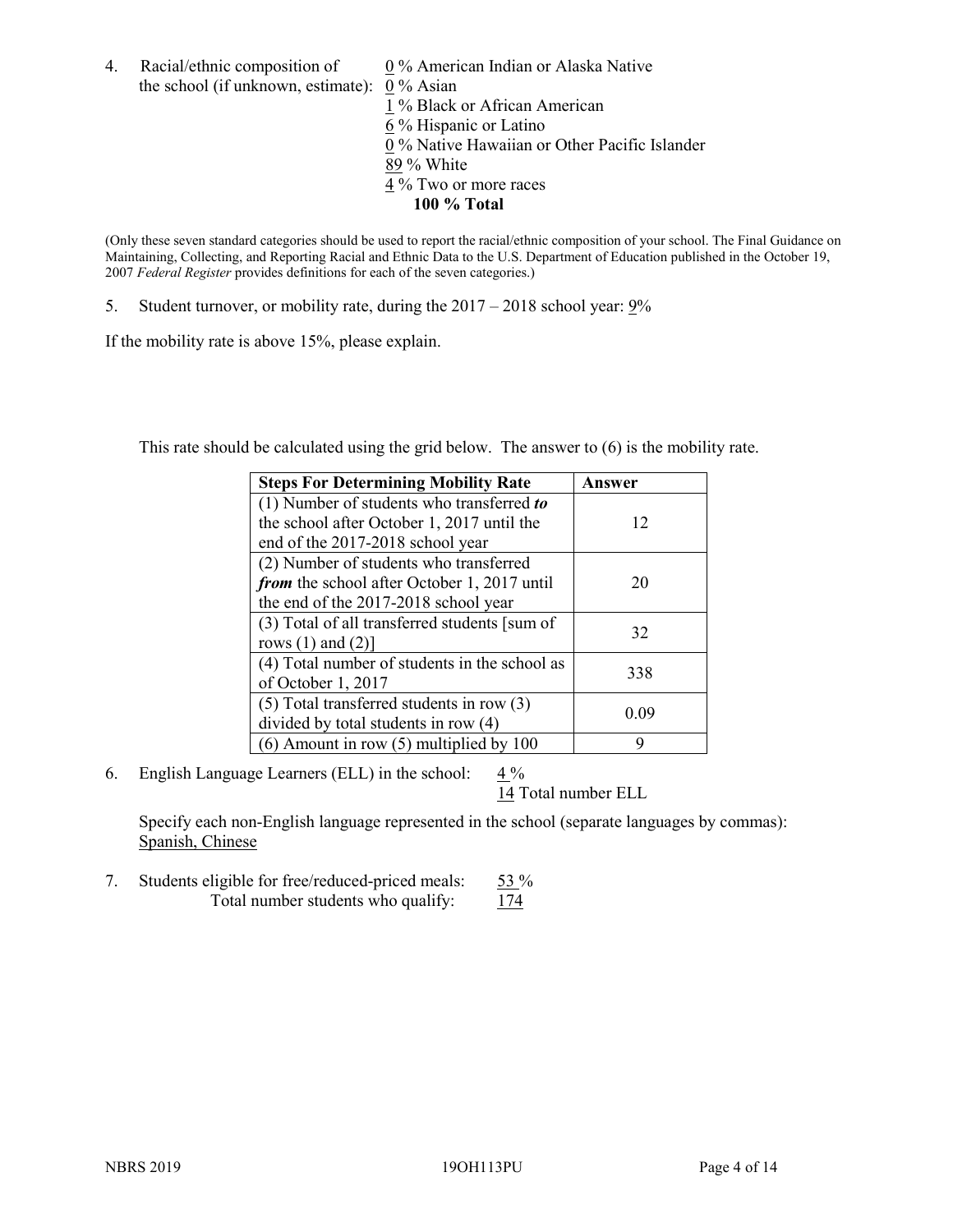4. Racial/ethnic composition of the school (if unknown, estimate):
   0 % American Indian or Alaska Native
   0 % Asian
   1 % Black or African American
   6 % Hispanic or Latino
   0 % Native Hawaiian or Other Pacific Islander
   89 % White
   4 % Two or more races
   **100 % Total**

(Only these seven standard categories should be used to report the racial/ethnic composition of your school. The Final Guidance on Maintaining, Collecting, and Reporting Racial and Ethnic Data to the U.S. Department of Education published in the October 19, 2007 *Federal Register* provides definitions for each of the seven categories.)

5. Student turnover, or mobility rate, during the 2017 – 2018 school year: 9%

If the mobility rate is above 15%, please explain.

This rate should be calculated using the grid below. The answer to (6) is the mobility rate.

| **Steps For Determining Mobility Rate** | **Answer** |
|---|---|
| (1) Number of students who transferred ***to*** the school after October 1, 2017 until the end of the 2017-2018 school year | 12 |
| (2) Number of students who transferred ***from*** the school after October 1, 2017 until the end of the 2017-2018 school year | 20 |
| (3) Total of all transferred students [sum of rows (1) and (2)] | 32 |
| (4) Total number of students in the school as of October 1, 2017 | 338 |
| (5) Total transferred students in row (3) divided by total students in row (4) | 0.09 |
| (6) Amount in row (5) multiplied by 100 | 9 |

6. English Language Learners (ELL) in the school: 4 %
   14 Total number ELL

   Specify each non-English language represented in the school (separate languages by commas): Spanish, Chinese

7. Students eligible for free/reduced-priced meals: 53 %
   Total number students who qualify: 174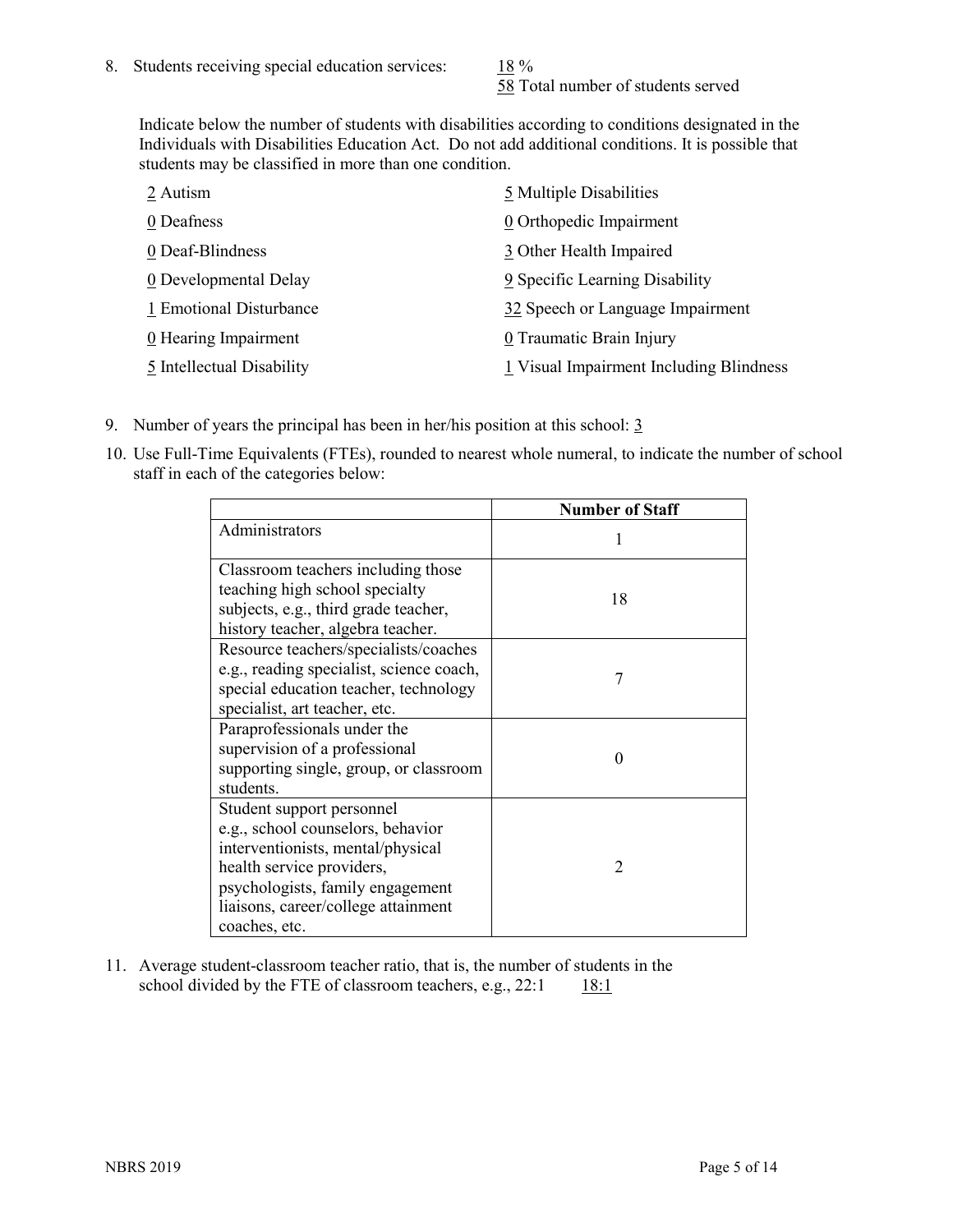8. Students receiving special education services: 18 %
   58 Total number of students served

   Indicate below the number of students with disabilities according to conditions designated in the Individuals with Disabilities Education Act. Do not add additional conditions. It is possible that students may be classified in more than one condition.

   2 Autism
   0 Deafness
   0 Deaf-Blindness
   0 Developmental Delay
   1 Emotional Disturbance
   0 Hearing Impairment
   5 Intellectual Disability
   5 Multiple Disabilities
   0 Orthopedic Impairment
   3 Other Health Impaired
   9 Specific Learning Disability
   32 Speech or Language Impairment
   0 Traumatic Brain Injury
   1 Visual Impairment Including Blindness

9. Number of years the principal has been in her/his position at this school: 3

10. Use Full-Time Equivalents (FTEs), rounded to nearest whole numeral, to indicate the number of school staff in each of the categories below:

| | Number of Staff |
|---|---|
| Administrators | 1 |
| Classroom teachers including those teaching high school specialty subjects, e.g., third grade teacher, history teacher, algebra teacher. | 18 |
| Resource teachers/specialists/coaches e.g., reading specialist, science coach, special education teacher, technology specialist, art teacher, etc. | 7 |
| Paraprofessionals under the supervision of a professional supporting single, group, or classroom students. | 0 |
| Student support personnel e.g., school counselors, behavior interventionists, mental/physical health service providers, psychologists, family engagement liaisons, career/college attainment coaches, etc. | 2 |

11. Average student-classroom teacher ratio, that is, the number of students in the school divided by the FTE of classroom teachers, e.g., 22:1 18:1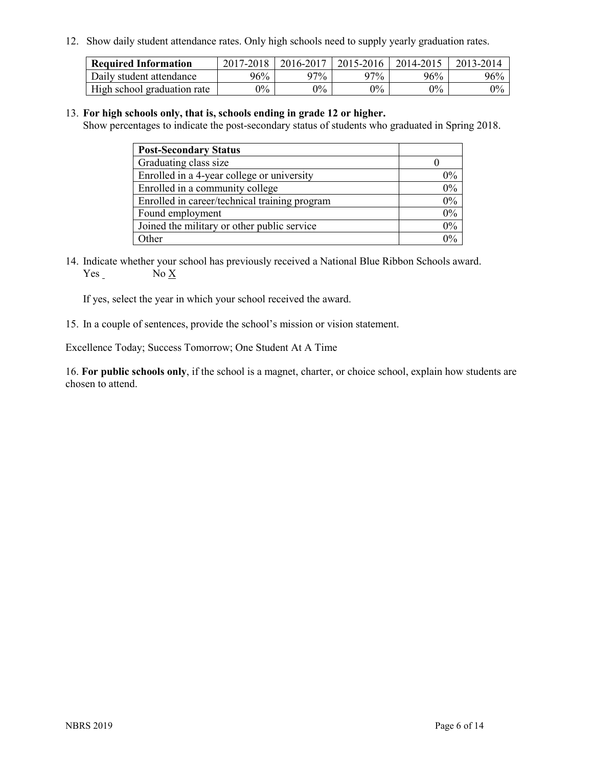12. Show daily student attendance rates. Only high schools need to supply yearly graduation rates.

| Required Information | 2017-2018 | 2016-2017 | 2015-2016 | 2014-2015 | 2013-2014 |
|---|---|---|---|---|---|
| Daily student attendance | 96% | 97% | 97% | 96% | 96% |
| High school graduation rate | 0% | 0% | 0% | 0% | 0% |

13. **For high schools only, that is, schools ending in grade 12 or higher.**
Show percentages to indicate the post-secondary status of students who graduated in Spring 2018.

| Post-Secondary Status | |
|---|---|
| Graduating class size | 0 |
| Enrolled in a 4-year college or university | 0% |
| Enrolled in a community college | 0% |
| Enrolled in career/technical training program | 0% |
| Found employment | 0% |
| Joined the military or other public service | 0% |
| Other | 0% |

14. Indicate whether your school has previously received a National Blue Ribbon Schools award.
Yes No X

If yes, select the year in which your school received the award.

15. In a couple of sentences, provide the school's mission or vision statement.

Excellence Today; Success Tomorrow; One Student At A Time

16. **For public schools only**, if the school is a magnet, charter, or choice school, explain how students are chosen to attend.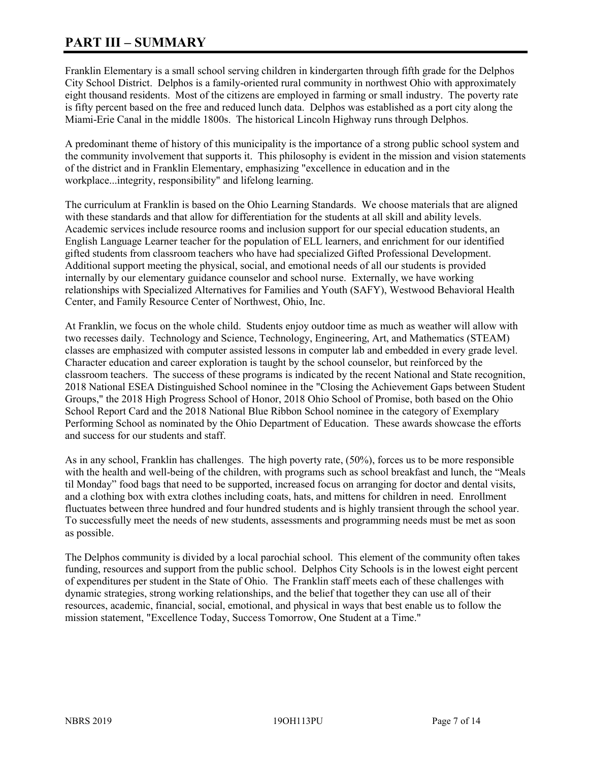# PART III – SUMMARY

Franklin Elementary is a small school serving children in kindergarten through fifth grade for the Delphos City School District. Delphos is a family-oriented rural community in northwest Ohio with approximately eight thousand residents. Most of the citizens are employed in farming or small industry. The poverty rate is fifty percent based on the free and reduced lunch data. Delphos was established as a port city along the Miami-Erie Canal in the middle 1800s. The historical Lincoln Highway runs through Delphos.

A predominant theme of history of this municipality is the importance of a strong public school system and the community involvement that supports it. This philosophy is evident in the mission and vision statements of the district and in Franklin Elementary, emphasizing "excellence in education and in the workplace...integrity, responsibility" and lifelong learning.

The curriculum at Franklin is based on the Ohio Learning Standards. We choose materials that are aligned with these standards and that allow for differentiation for the students at all skill and ability levels. Academic services include resource rooms and inclusion support for our special education students, an English Language Learner teacher for the population of ELL learners, and enrichment for our identified gifted students from classroom teachers who have had specialized Gifted Professional Development. Additional support meeting the physical, social, and emotional needs of all our students is provided internally by our elementary guidance counselor and school nurse. Externally, we have working relationships with Specialized Alternatives for Families and Youth (SAFY), Westwood Behavioral Health Center, and Family Resource Center of Northwest, Ohio, Inc.

At Franklin, we focus on the whole child. Students enjoy outdoor time as much as weather will allow with two recesses daily. Technology and Science, Technology, Engineering, Art, and Mathematics (STEAM) classes are emphasized with computer assisted lessons in computer lab and embedded in every grade level. Character education and career exploration is taught by the school counselor, but reinforced by the classroom teachers. The success of these programs is indicated by the recent National and State recognition, 2018 National ESEA Distinguished School nominee in the "Closing the Achievement Gaps between Student Groups," the 2018 High Progress School of Honor, 2018 Ohio School of Promise, both based on the Ohio School Report Card and the 2018 National Blue Ribbon School nominee in the category of Exemplary Performing School as nominated by the Ohio Department of Education. These awards showcase the efforts and success for our students and staff.

As in any school, Franklin has challenges. The high poverty rate, (50%), forces us to be more responsible with the health and well-being of the children, with programs such as school breakfast and lunch, the "Meals til Monday" food bags that need to be supported, increased focus on arranging for doctor and dental visits, and a clothing box with extra clothes including coats, hats, and mittens for children in need. Enrollment fluctuates between three hundred and four hundred students and is highly transient through the school year. To successfully meet the needs of new students, assessments and programming needs must be met as soon as possible.

The Delphos community is divided by a local parochial school. This element of the community often takes funding, resources and support from the public school. Delphos City Schools is in the lowest eight percent of expenditures per student in the State of Ohio. The Franklin staff meets each of these challenges with dynamic strategies, strong working relationships, and the belief that together they can use all of their resources, academic, financial, social, emotional, and physical in ways that best enable us to follow the mission statement, "Excellence Today, Success Tomorrow, One Student at a Time."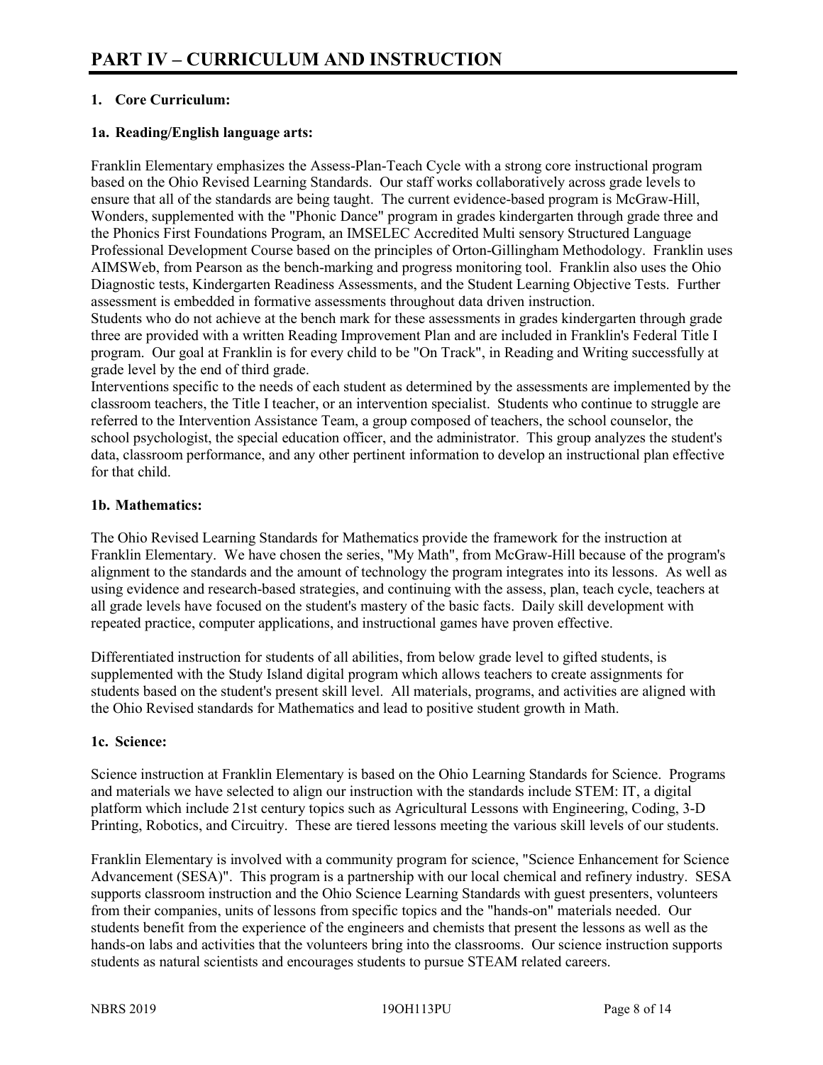# PART IV – CURRICULUM AND INSTRUCTION

## 1. Core Curriculum:

### 1a. Reading/English language arts:

Franklin Elementary emphasizes the Assess-Plan-Teach Cycle with a strong core instructional program based on the Ohio Revised Learning Standards. Our staff works collaboratively across grade levels to ensure that all of the standards are being taught. The current evidence-based program is McGraw-Hill, Wonders, supplemented with the "Phonic Dance" program in grades kindergarten through grade three and the Phonics First Foundations Program, an IMSELEC Accredited Multi sensory Structured Language Professional Development Course based on the principles of Orton-Gillingham Methodology. Franklin uses AIMSWeb, from Pearson as the bench-marking and progress monitoring tool. Franklin also uses the Ohio Diagnostic tests, Kindergarten Readiness Assessments, and the Student Learning Objective Tests. Further assessment is embedded in formative assessments throughout data driven instruction.

Students who do not achieve at the bench mark for these assessments in grades kindergarten through grade three are provided with a written Reading Improvement Plan and are included in Franklin's Federal Title I program. Our goal at Franklin is for every child to be "On Track", in Reading and Writing successfully at grade level by the end of third grade.

Interventions specific to the needs of each student as determined by the assessments are implemented by the classroom teachers, the Title I teacher, or an intervention specialist. Students who continue to struggle are referred to the Intervention Assistance Team, a group composed of teachers, the school counselor, the school psychologist, the special education officer, and the administrator. This group analyzes the student's data, classroom performance, and any other pertinent information to develop an instructional plan effective for that child.

### 1b. Mathematics:

The Ohio Revised Learning Standards for Mathematics provide the framework for the instruction at Franklin Elementary. We have chosen the series, "My Math", from McGraw-Hill because of the program's alignment to the standards and the amount of technology the program integrates into its lessons. As well as using evidence and research-based strategies, and continuing with the assess, plan, teach cycle, teachers at all grade levels have focused on the student's mastery of the basic facts. Daily skill development with repeated practice, computer applications, and instructional games have proven effective.

Differentiated instruction for students of all abilities, from below grade level to gifted students, is supplemented with the Study Island digital program which allows teachers to create assignments for students based on the student's present skill level. All materials, programs, and activities are aligned with the Ohio Revised standards for Mathematics and lead to positive student growth in Math.

### 1c. Science:

Science instruction at Franklin Elementary is based on the Ohio Learning Standards for Science. Programs and materials we have selected to align our instruction with the standards include STEM: IT, a digital platform which include 21st century topics such as Agricultural Lessons with Engineering, Coding, 3-D Printing, Robotics, and Circuitry. These are tiered lessons meeting the various skill levels of our students.

Franklin Elementary is involved with a community program for science, "Science Enhancement for Science Advancement (SESA)". This program is a partnership with our local chemical and refinery industry. SESA supports classroom instruction and the Ohio Science Learning Standards with guest presenters, volunteers from their companies, units of lessons from specific topics and the "hands-on" materials needed. Our students benefit from the experience of the engineers and chemists that present the lessons as well as the hands-on labs and activities that the volunteers bring into the classrooms. Our science instruction supports students as natural scientists and encourages students to pursue STEAM related careers.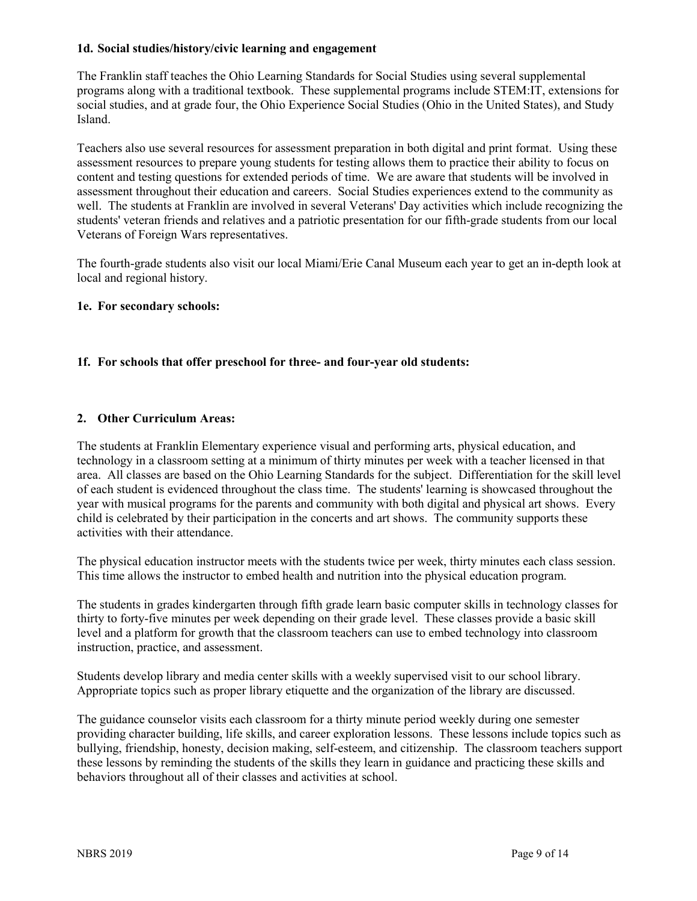**1d. Social studies/history/civic learning and engagement**

The Franklin staff teaches the Ohio Learning Standards for Social Studies using several supplemental programs along with a traditional textbook. These supplemental programs include STEM:IT, extensions for social studies, and at grade four, the Ohio Experience Social Studies (Ohio in the United States), and Study Island.

Teachers also use several resources for assessment preparation in both digital and print format. Using these assessment resources to prepare young students for testing allows them to practice their ability to focus on content and testing questions for extended periods of time. We are aware that students will be involved in assessment throughout their education and careers. Social Studies experiences extend to the community as well. The students at Franklin are involved in several Veterans' Day activities which include recognizing the students' veteran friends and relatives and a patriotic presentation for our fifth-grade students from our local Veterans of Foreign Wars representatives.

The fourth-grade students also visit our local Miami/Erie Canal Museum each year to get an in-depth look at local and regional history.

**1e. For secondary schools:**

**1f. For schools that offer preschool for three- and four-year old students:**

**2. Other Curriculum Areas:**

The students at Franklin Elementary experience visual and performing arts, physical education, and technology in a classroom setting at a minimum of thirty minutes per week with a teacher licensed in that area. All classes are based on the Ohio Learning Standards for the subject. Differentiation for the skill level of each student is evidenced throughout the class time. The students' learning is showcased throughout the year with musical programs for the parents and community with both digital and physical art shows. Every child is celebrated by their participation in the concerts and art shows. The community supports these activities with their attendance.

The physical education instructor meets with the students twice per week, thirty minutes each class session. This time allows the instructor to embed health and nutrition into the physical education program.

The students in grades kindergarten through fifth grade learn basic computer skills in technology classes for thirty to forty-five minutes per week depending on their grade level. These classes provide a basic skill level and a platform for growth that the classroom teachers can use to embed technology into classroom instruction, practice, and assessment.

Students develop library and media center skills with a weekly supervised visit to our school library. Appropriate topics such as proper library etiquette and the organization of the library are discussed.

The guidance counselor visits each classroom for a thirty minute period weekly during one semester providing character building, life skills, and career exploration lessons. These lessons include topics such as bullying, friendship, honesty, decision making, self-esteem, and citizenship. The classroom teachers support these lessons by reminding the students of the skills they learn in guidance and practicing these skills and behaviors throughout all of their classes and activities at school.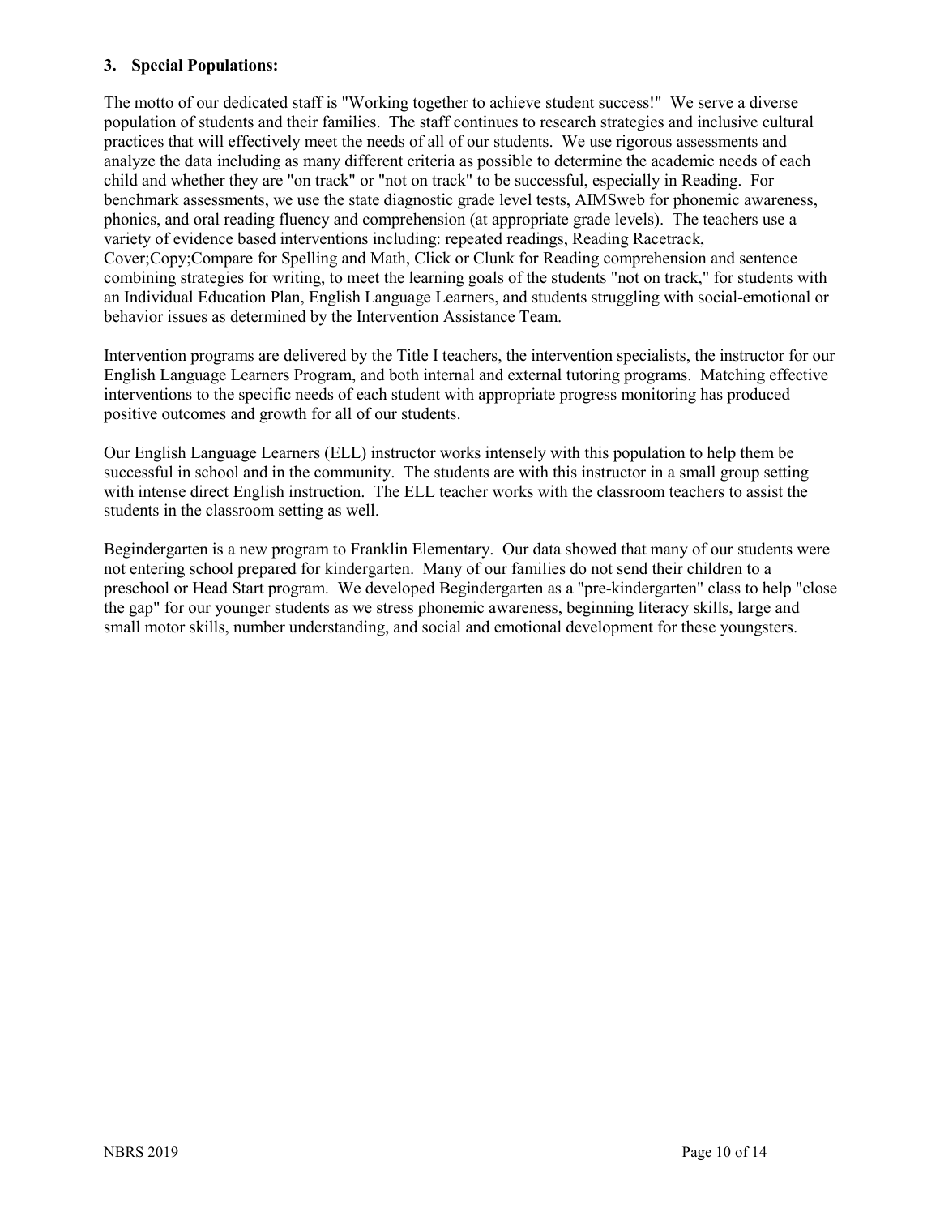### 3. Special Populations:

The motto of our dedicated staff is "Working together to achieve student success!" We serve a diverse population of students and their families. The staff continues to research strategies and inclusive cultural practices that will effectively meet the needs of all of our students. We use rigorous assessments and analyze the data including as many different criteria as possible to determine the academic needs of each child and whether they are "on track" or "not on track" to be successful, especially in Reading. For benchmark assessments, we use the state diagnostic grade level tests, AIMSweb for phonemic awareness, phonics, and oral reading fluency and comprehension (at appropriate grade levels). The teachers use a variety of evidence based interventions including: repeated readings, Reading Racetrack, Cover;Copy;Compare for Spelling and Math, Click or Clunk for Reading comprehension and sentence combining strategies for writing, to meet the learning goals of the students "not on track," for students with an Individual Education Plan, English Language Learners, and students struggling with social-emotional or behavior issues as determined by the Intervention Assistance Team.

Intervention programs are delivered by the Title I teachers, the intervention specialists, the instructor for our English Language Learners Program, and both internal and external tutoring programs. Matching effective interventions to the specific needs of each student with appropriate progress monitoring has produced positive outcomes and growth for all of our students.

Our English Language Learners (ELL) instructor works intensely with this population to help them be successful in school and in the community. The students are with this instructor in a small group setting with intense direct English instruction. The ELL teacher works with the classroom teachers to assist the students in the classroom setting as well.

Begindergarten is a new program to Franklin Elementary. Our data showed that many of our students were not entering school prepared for kindergarten. Many of our families do not send their children to a preschool or Head Start program. We developed Begindergarten as a "pre-kindergarten" class to help "close the gap" for our younger students as we stress phonemic awareness, beginning literacy skills, large and small motor skills, number understanding, and social and emotional development for these youngsters.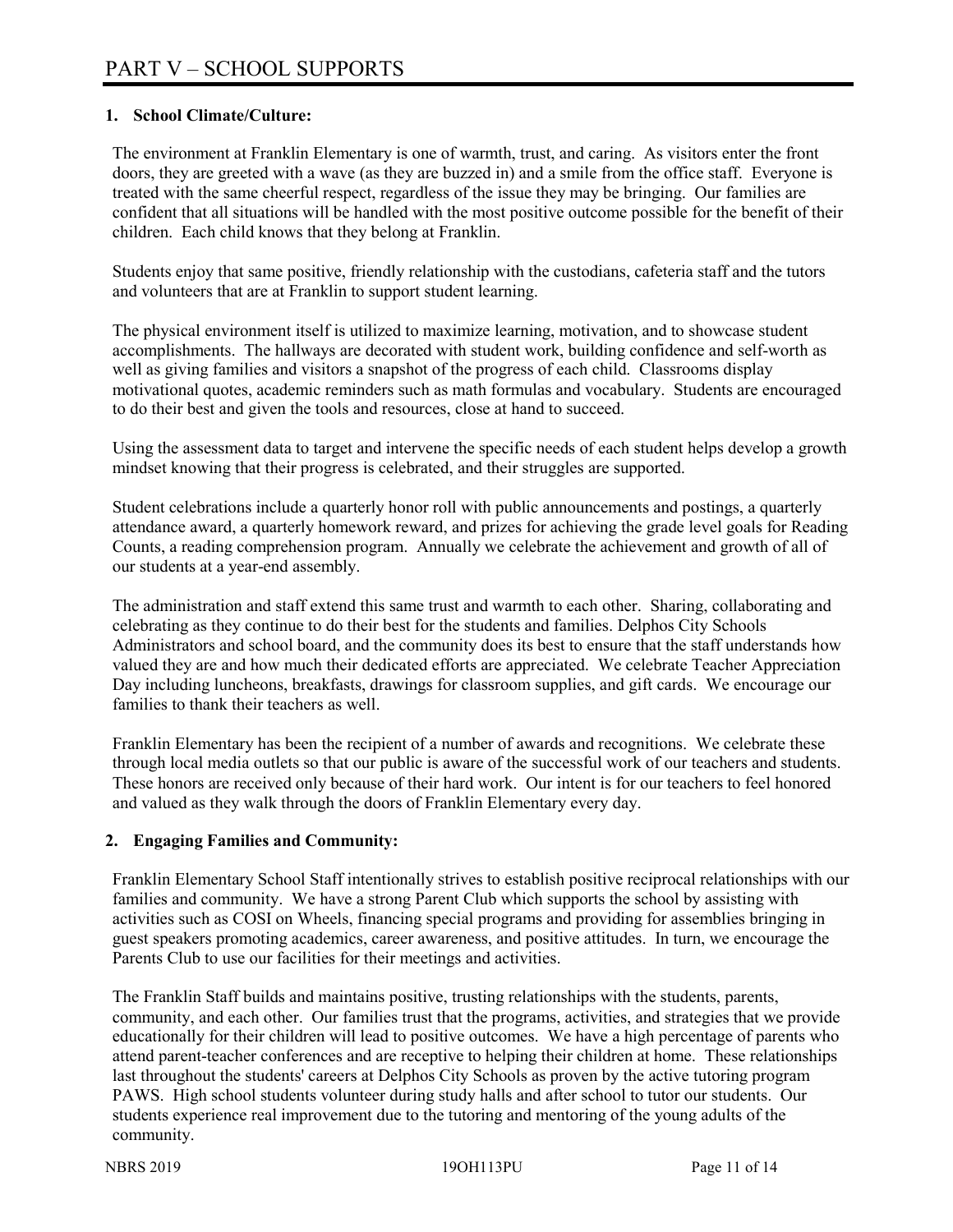# PART V – SCHOOL SUPPORTS

## 1. School Climate/Culture:

The environment at Franklin Elementary is one of warmth, trust, and caring. As visitors enter the front doors, they are greeted with a wave (as they are buzzed in) and a smile from the office staff. Everyone is treated with the same cheerful respect, regardless of the issue they may be bringing. Our families are confident that all situations will be handled with the most positive outcome possible for the benefit of their children. Each child knows that they belong at Franklin.

Students enjoy that same positive, friendly relationship with the custodians, cafeteria staff and the tutors and volunteers that are at Franklin to support student learning.

The physical environment itself is utilized to maximize learning, motivation, and to showcase student accomplishments. The hallways are decorated with student work, building confidence and self-worth as well as giving families and visitors a snapshot of the progress of each child. Classrooms display motivational quotes, academic reminders such as math formulas and vocabulary. Students are encouraged to do their best and given the tools and resources, close at hand to succeed.

Using the assessment data to target and intervene the specific needs of each student helps develop a growth mindset knowing that their progress is celebrated, and their struggles are supported.

Student celebrations include a quarterly honor roll with public announcements and postings, a quarterly attendance award, a quarterly homework reward, and prizes for achieving the grade level goals for Reading Counts, a reading comprehension program. Annually we celebrate the achievement and growth of all of our students at a year-end assembly.

The administration and staff extend this same trust and warmth to each other. Sharing, collaborating and celebrating as they continue to do their best for the students and families. Delphos City Schools Administrators and school board, and the community does its best to ensure that the staff understands how valued they are and how much their dedicated efforts are appreciated. We celebrate Teacher Appreciation Day including luncheons, breakfasts, drawings for classroom supplies, and gift cards. We encourage our families to thank their teachers as well.

Franklin Elementary has been the recipient of a number of awards and recognitions. We celebrate these through local media outlets so that our public is aware of the successful work of our teachers and students. These honors are received only because of their hard work. Our intent is for our teachers to feel honored and valued as they walk through the doors of Franklin Elementary every day.

## 2. Engaging Families and Community:

Franklin Elementary School Staff intentionally strives to establish positive reciprocal relationships with our families and community. We have a strong Parent Club which supports the school by assisting with activities such as COSI on Wheels, financing special programs and providing for assemblies bringing in guest speakers promoting academics, career awareness, and positive attitudes. In turn, we encourage the Parents Club to use our facilities for their meetings and activities.

The Franklin Staff builds and maintains positive, trusting relationships with the students, parents, community, and each other. Our families trust that the programs, activities, and strategies that we provide educationally for their children will lead to positive outcomes. We have a high percentage of parents who attend parent-teacher conferences and are receptive to helping their children at home. These relationships last throughout the students' careers at Delphos City Schools as proven by the active tutoring program PAWS. High school students volunteer during study halls and after school to tutor our students. Our students experience real improvement due to the tutoring and mentoring of the young adults of the community.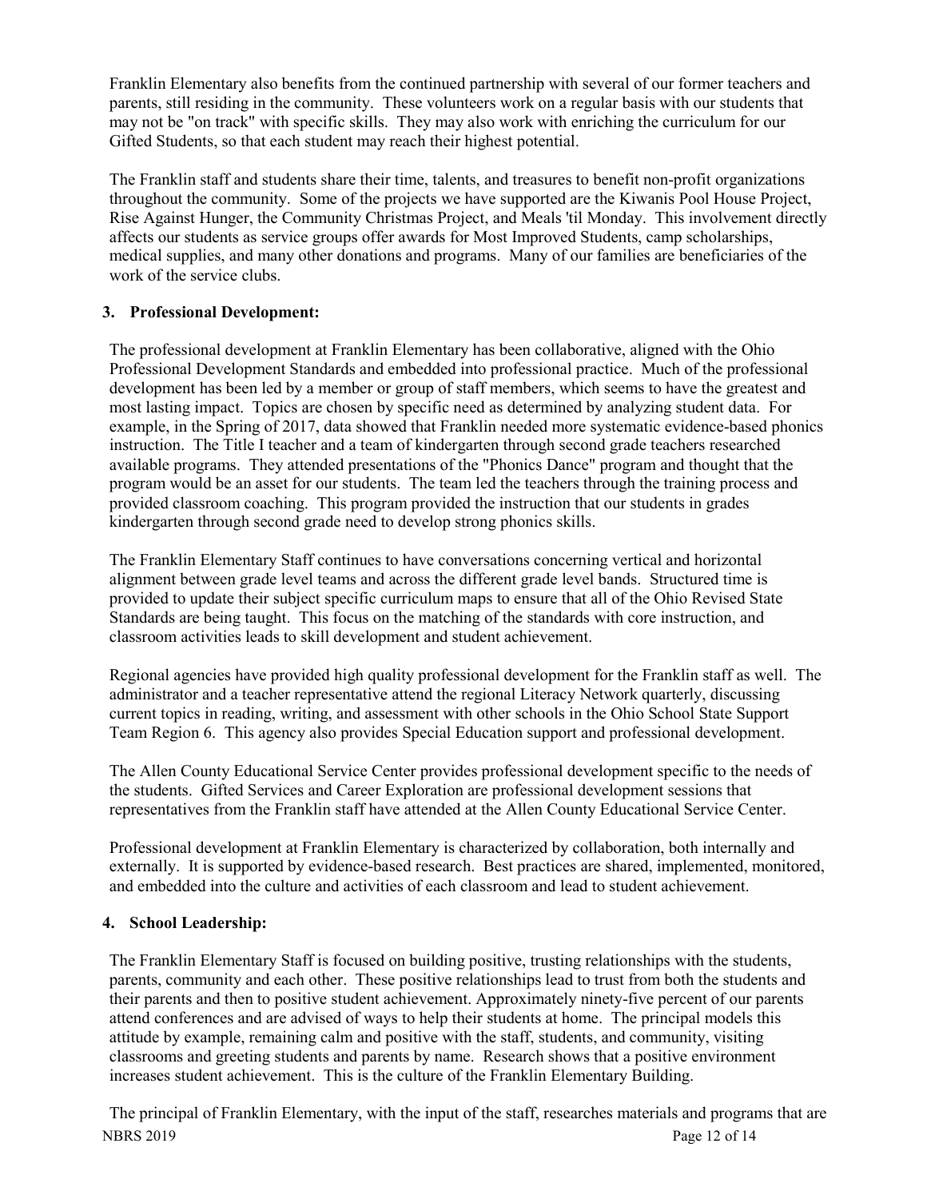Franklin Elementary also benefits from the continued partnership with several of our former teachers and parents, still residing in the community. These volunteers work on a regular basis with our students that may not be "on track" with specific skills. They may also work with enriching the curriculum for our Gifted Students, so that each student may reach their highest potential.

The Franklin staff and students share their time, talents, and treasures to benefit non-profit organizations throughout the community. Some of the projects we have supported are the Kiwanis Pool House Project, Rise Against Hunger, the Community Christmas Project, and Meals 'til Monday. This involvement directly affects our students as service groups offer awards for Most Improved Students, camp scholarships, medical supplies, and many other donations and programs. Many of our families are beneficiaries of the work of the service clubs.

**3. Professional Development:**

The professional development at Franklin Elementary has been collaborative, aligned with the Ohio Professional Development Standards and embedded into professional practice. Much of the professional development has been led by a member or group of staff members, which seems to have the greatest and most lasting impact. Topics are chosen by specific need as determined by analyzing student data. For example, in the Spring of 2017, data showed that Franklin needed more systematic evidence-based phonics instruction. The Title I teacher and a team of kindergarten through second grade teachers researched available programs. They attended presentations of the "Phonics Dance" program and thought that the program would be an asset for our students. The team led the teachers through the training process and provided classroom coaching. This program provided the instruction that our students in grades kindergarten through second grade need to develop strong phonics skills.

The Franklin Elementary Staff continues to have conversations concerning vertical and horizontal alignment between grade level teams and across the different grade level bands. Structured time is provided to update their subject specific curriculum maps to ensure that all of the Ohio Revised State Standards are being taught. This focus on the matching of the standards with core instruction, and classroom activities leads to skill development and student achievement.

Regional agencies have provided high quality professional development for the Franklin staff as well. The administrator and a teacher representative attend the regional Literacy Network quarterly, discussing current topics in reading, writing, and assessment with other schools in the Ohio School State Support Team Region 6. This agency also provides Special Education support and professional development.

The Allen County Educational Service Center provides professional development specific to the needs of the students. Gifted Services and Career Exploration are professional development sessions that representatives from the Franklin staff have attended at the Allen County Educational Service Center.

Professional development at Franklin Elementary is characterized by collaboration, both internally and externally. It is supported by evidence-based research. Best practices are shared, implemented, monitored, and embedded into the culture and activities of each classroom and lead to student achievement.

**4. School Leadership:**

The Franklin Elementary Staff is focused on building positive, trusting relationships with the students, parents, community and each other. These positive relationships lead to trust from both the students and their parents and then to positive student achievement. Approximately ninety-five percent of our parents attend conferences and are advised of ways to help their students at home. The principal models this attitude by example, remaining calm and positive with the staff, students, and community, visiting classrooms and greeting students and parents by name. Research shows that a positive environment increases student achievement. This is the culture of the Franklin Elementary Building.

The principal of Franklin Elementary, with the input of the staff, researches materials and programs that are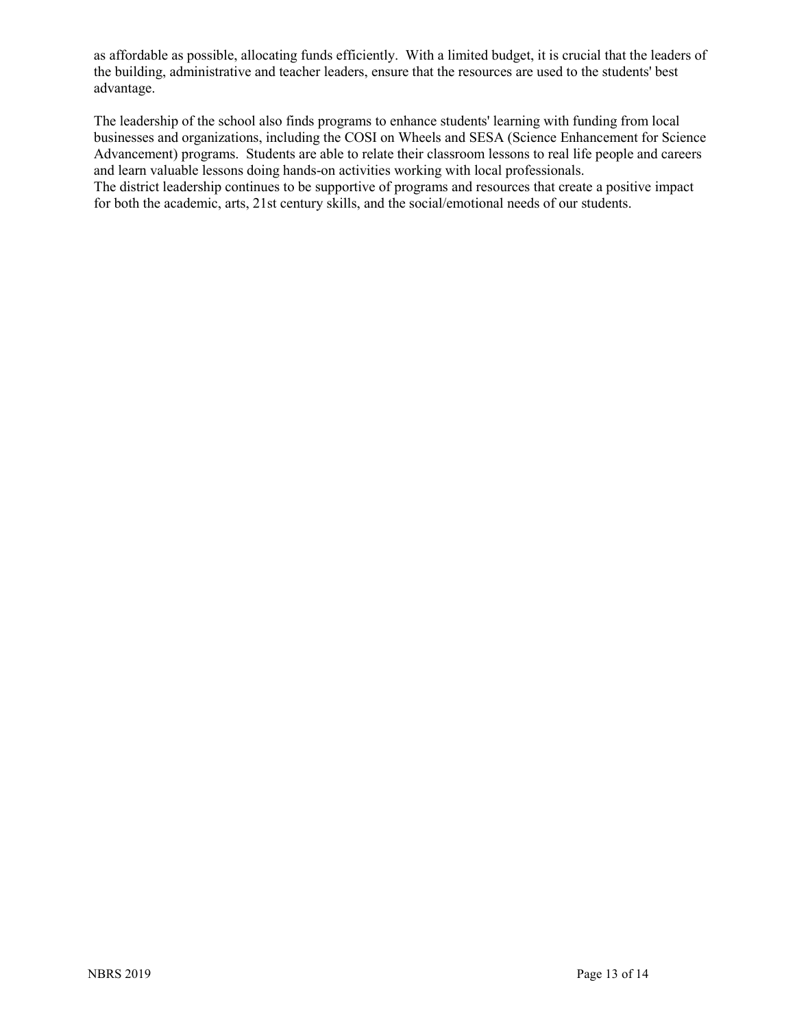as affordable as possible, allocating funds efficiently. With a limited budget, it is crucial that the leaders of the building, administrative and teacher leaders, ensure that the resources are used to the students' best advantage.

The leadership of the school also finds programs to enhance students' learning with funding from local businesses and organizations, including the COSI on Wheels and SESA (Science Enhancement for Science Advancement) programs. Students are able to relate their classroom lessons to real life people and careers and learn valuable lessons doing hands-on activities working with local professionals.
The district leadership continues to be supportive of programs and resources that create a positive impact for both the academic, arts, 21st century skills, and the social/emotional needs of our students.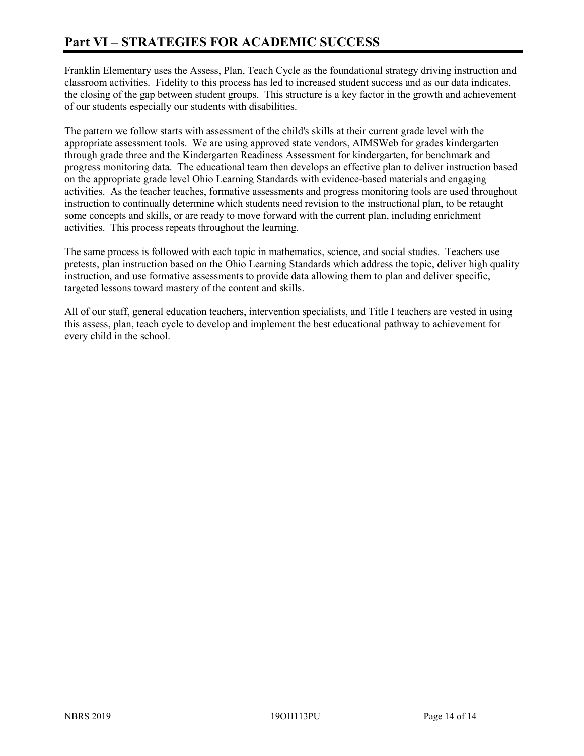# Part VI – STRATEGIES FOR ACADEMIC SUCCESS

Franklin Elementary uses the Assess, Plan, Teach Cycle as the foundational strategy driving instruction and classroom activities. Fidelity to this process has led to increased student success and as our data indicates, the closing of the gap between student groups. This structure is a key factor in the growth and achievement of our students especially our students with disabilities.

The pattern we follow starts with assessment of the child's skills at their current grade level with the appropriate assessment tools. We are using approved state vendors, AIMSWeb for grades kindergarten through grade three and the Kindergarten Readiness Assessment for kindergarten, for benchmark and progress monitoring data. The educational team then develops an effective plan to deliver instruction based on the appropriate grade level Ohio Learning Standards with evidence-based materials and engaging activities. As the teacher teaches, formative assessments and progress monitoring tools are used throughout instruction to continually determine which students need revision to the instructional plan, to be retaught some concepts and skills, or are ready to move forward with the current plan, including enrichment activities. This process repeats throughout the learning.

The same process is followed with each topic in mathematics, science, and social studies. Teachers use pretests, plan instruction based on the Ohio Learning Standards which address the topic, deliver high quality instruction, and use formative assessments to provide data allowing them to plan and deliver specific, targeted lessons toward mastery of the content and skills.

All of our staff, general education teachers, intervention specialists, and Title I teachers are vested in using this assess, plan, teach cycle to develop and implement the best educational pathway to achievement for every child in the school.